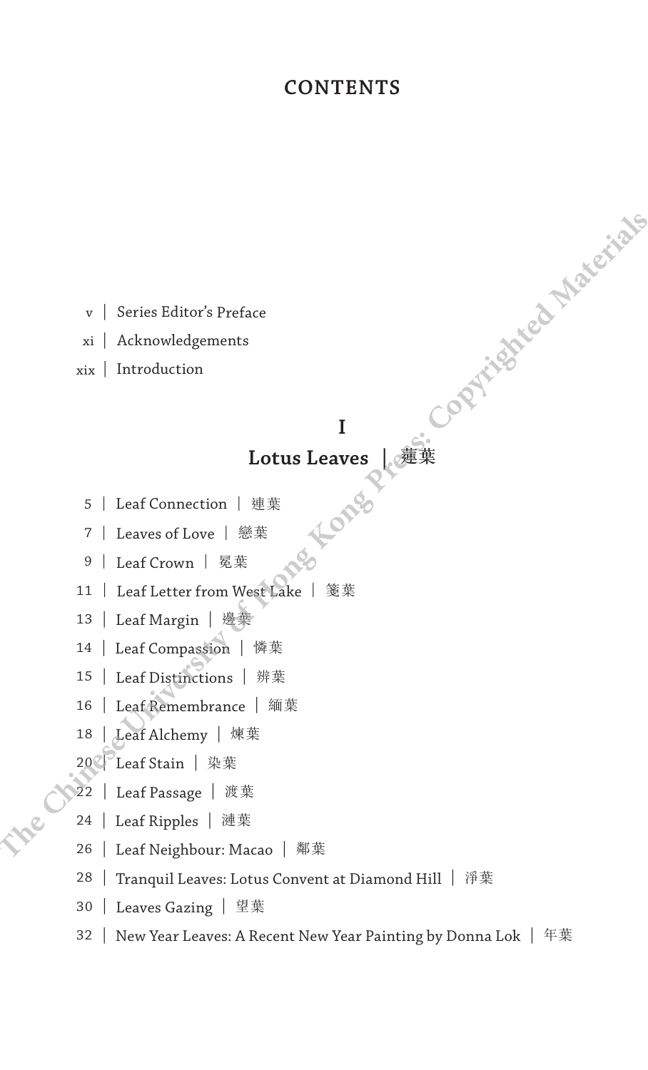# CONTENTS

v | Series Editor's Preface

xi | Acknowledgements

xix | Introduction

## I
## Lotus Leaves | 蓮葉

5 | Leaf Connection | 連葉

7 | Leaves of Love | 戀葉

9 | Leaf Crown | 冕葉

11 | Leaf Letter from West Lake | 箋葉

13 | Leaf Margin | 邊葉

14 | Leaf Compassion | 憐葉

15 | Leaf Distinctions | 辨葉

16 | Leaf Remembrance | 緬葉

18 | Leaf Alchemy | 煉葉

20 | Leaf Stain | 染葉

22 | Leaf Passage | 渡葉

24 | Leaf Ripples | 漣葉

26 | Leaf Neighbour: Macao | 鄰葉

28 | Tranquil Leaves: Lotus Convent at Diamond Hill | 淨葉

30 | Leaves Gazing | 望葉

32 | New Year Leaves: A Recent New Year Painting by Donna Lok | 年葉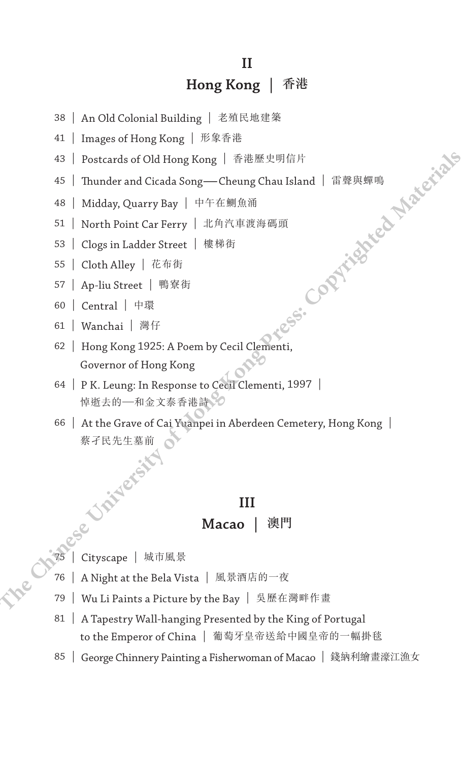## II
## Hong Kong | 香港

38 | An Old Colonial Building | 老殖民地建築

41 | Images of Hong Kong | 形象香港

43 | Postcards of Old Hong Kong | 香港歷史明信片

45 | Thunder and Cicada Song—Cheung Chau Island | 雷聲與蟬鳴

48 | Midday, Quarry Bay | 中午在鰂魚涌

51 | North Point Car Ferry | 北角汽車渡海碼頭

53 | Clogs in Ladder Street | 樓梯街

55 | Cloth Alley | 花布街

57 | Ap-liu Street | 鴨寮街

60 | Central | 中環

61 | Wanchai | 灣仔

62 | Hong Kong 1925: A Poem by Cecil Clementi, Governor of Hong Kong

64 | P K. Leung: In Response to Cecil Clementi, 1997 | 悼逝去的──和金文泰香港詩

66 | At the Grave of Cai Yuanpei in Aberdeen Cemetery, Hong Kong | 蔡孑民先生墓前

## III
## Macao | 澳門

75 | Cityscape | 城市風景

76 | A Night at the Bela Vista | 風景酒店的一夜

79 | Wu Li Paints a Picture by the Bay | 吳歷在灣畔作畫

81 | A Tapestry Wall-hanging Presented by the King of Portugal to the Emperor of China | 葡萄牙皇帝送給中國皇帝的一幅掛毯

85 | George Chinnery Painting a Fisherwoman of Macao | 錢納利繪畫濠江漁女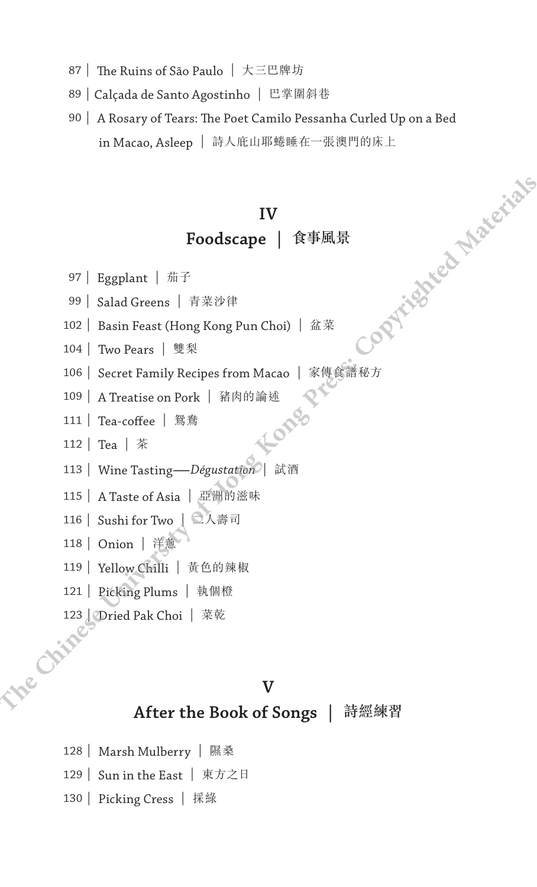87 | The Ruins of São Paulo | 大三巴牌坊

89 | Calçada de Santo Agostinho | 巴掌圍斜巷

90 | A Rosary of Tears: The Poet Camilo Pessanha Curled Up on a Bed in Macao, Asleep | 詩人庇山耶蜷睡在一張澳門的床上

## IV
## Foodscape | 食事風景

97 | Eggplant | 茄子

99 | Salad Greens | 青菜沙律

102 | Basin Feast (Hong Kong Pun Choi) | 盆菜

104 | Two Pears | 雙梨

106 | Secret Family Recipes from Macao | 家傳食譜秘方

109 | A Treatise on Pork | 豬肉的論述

111 | Tea-coffee | 鴛鴦

112 | Tea | 茶

113 | Wine Tasting—*Dégustation* | 試酒

115 | A Taste of Asia | 亞洲的滋味

116 | Sushi for Two | 二人壽司

118 | Onion | 洋蔥

119 | Yellow Chilli | 黃色的辣椒

121 | Picking Plums | 執個橙

123 | Dried Pak Choi | 菜乾

## V
## After the Book of Songs | 詩經練習

128 | Marsh Mulberry | 隰桑

129 | Sun in the East | 東方之日

130 | Picking Cress | 採綠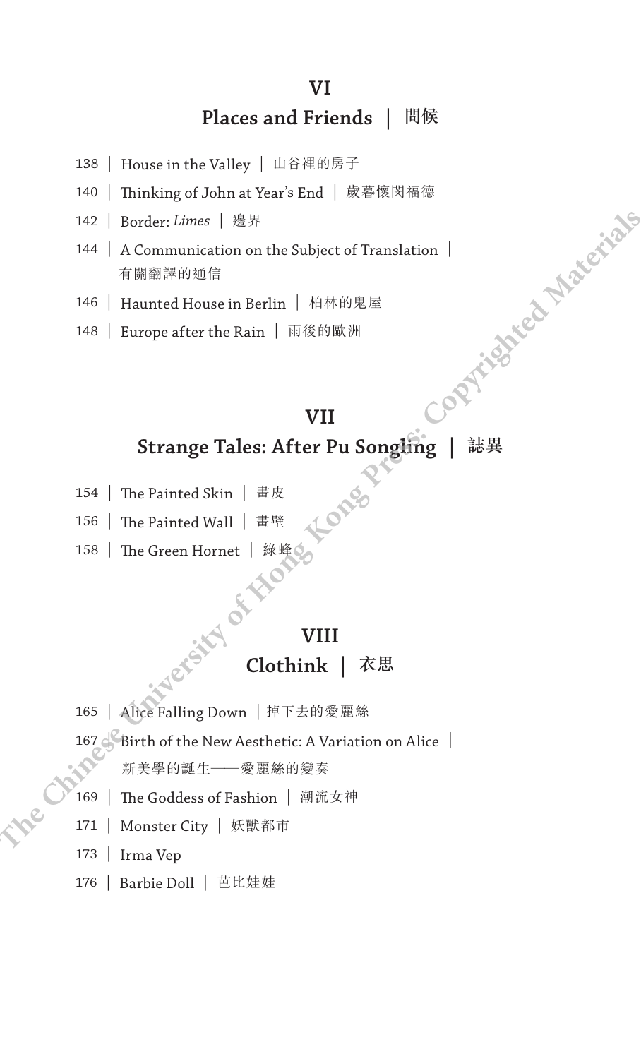## VI
## Places and Friends | 問候

- 138 | House in the Valley | 山谷裡的房子
- 140 | Thinking of John at Year's End | 歲暮懷閔福德
- 142 | Border: *Limes* | 邊界
- 144 | A Communication on the Subject of Translation | 有關翻譯的通信
- 146 | Haunted House in Berlin | 柏林的鬼屋
- 148 | Europe after the Rain | 雨後的歐洲

## VII
## Strange Tales: After Pu Songling | 誌異

- 154 | The Painted Skin | 畫皮
- 156 | The Painted Wall | 畫壁
- 158 | The Green Hornet | 綠蜂

## VIII
## Clothink | 衣思

- 165 | Alice Falling Down | 掉下去的愛麗絲
- 167 | Birth of the New Aesthetic: A Variation on Alice | 新美學的誕生——愛麗絲的變奏
- 169 | The Goddess of Fashion | 潮流女神
- 171 | Monster City | 妖獸都市
- 173 | Irma Vep
- 176 | Barbie Doll | 芭比娃娃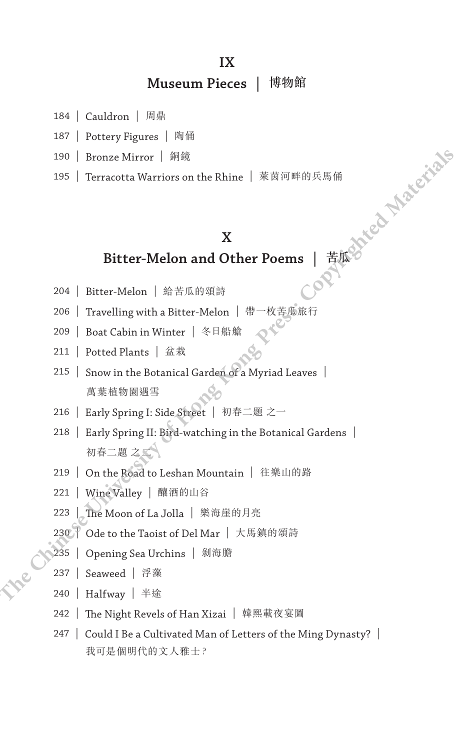## IX

## Museum Pieces | 博物館

184 | Cauldron | 周鼎

187 | Pottery Figures | 陶俑

190 | Bronze Mirror | 銅鏡

195 | Terracotta Warriors on the Rhine | 萊茵河畔的兵馬俑

## X

## Bitter-Melon and Other Poems | 苦瓜

204 | Bitter-Melon | 給苦瓜的頌詩

206 | Travelling with a Bitter-Melon | 帶一枚苦瓜旅行

209 | Boat Cabin in Winter | 冬日船艙

211 | Potted Plants | 盆栽

215 | Snow in the Botanical Garden of a Myriad Leaves | 萬葉植物園遇雪

216 | Early Spring I: Side Street | 初春二題 之一

218 | Early Spring II: Bird-watching in the Botanical Gardens | 初春二題 之二

219 | On the Road to Leshan Mountain | 往樂山的路

221 | Wine Valley | 釀酒的山谷

223 | The Moon of La Jolla | 樂海崖的月亮

230 | Ode to the Taoist of Del Mar | 大馬鎮的頌詩

235 | Opening Sea Urchins | 剝海膽

237 | Seaweed | 浮藻

240 | Halfway | 半途

242 | The Night Revels of Han Xizai | 韓熙載夜宴圖

247 | Could I Be a Cultivated Man of Letters of the Ming Dynasty? | 我可是個明代的文人雅士？